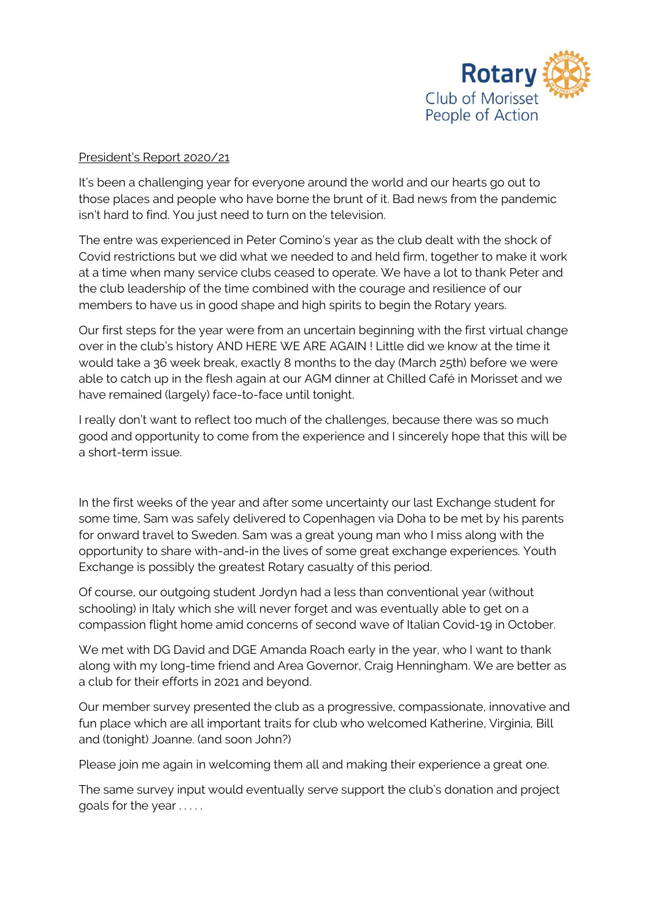Rotary
Club of Morisset
People of Action

President's Report 2020/21

It's been a challenging year for everyone around the world and our hearts go out to those places and people who have borne the brunt of it. Bad news from the pandemic isn't hard to find. You just need to turn on the television.

The entre was experienced in Peter Comino's year as the club dealt with the shock of Covid restrictions but we did what we needed to and held firm, together to make it work at a time when many service clubs ceased to operate. We have a lot to thank Peter and the club leadership of the time combined with the courage and resilience of our members to have us in good shape and high spirits to begin the Rotary years.

Our first steps for the year were from an uncertain beginning with the first virtual change over in the club's history AND HERE WE ARE AGAIN ! Little did we know at the time it would take a 36 week break, exactly 8 months to the day (March 25th) before we were able to catch up in the flesh again at our AGM dinner at Chilled Café in Morisset and we have remained (largely) face-to-face until tonight.

I really don't want to reflect too much of the challenges, because there was so much good and opportunity to come from the experience and I sincerely hope that this will be a short-term issue.

In the first weeks of the year and after some uncertainty our last Exchange student for some time, Sam was safely delivered to Copenhagen via Doha to be met by his parents for onward travel to Sweden. Sam was a great young man who I miss along with the opportunity to share with-and-in the lives of some great exchange experiences. Youth Exchange is possibly the greatest Rotary casualty of this period.

Of course, our outgoing student Jordyn had a less than conventional year (without schooling) in Italy which she will never forget and was eventually able to get on a compassion flight home amid concerns of second wave of Italian Covid-19 in October.

We met with DG David and DGE Amanda Roach early in the year, who I want to thank along with my long-time friend and Area Governor, Craig Henningham. We are better as a club for their efforts in 2021 and beyond.

Our member survey presented the club as a progressive, compassionate, innovative and fun place which are all important traits for club who welcomed Katherine, Virginia, Bill and (tonight) Joanne. (and soon John?)

Please join me again in welcoming them all and making their experience a great one.

The same survey input would eventually serve support the club's donation and project goals for the year . . . . .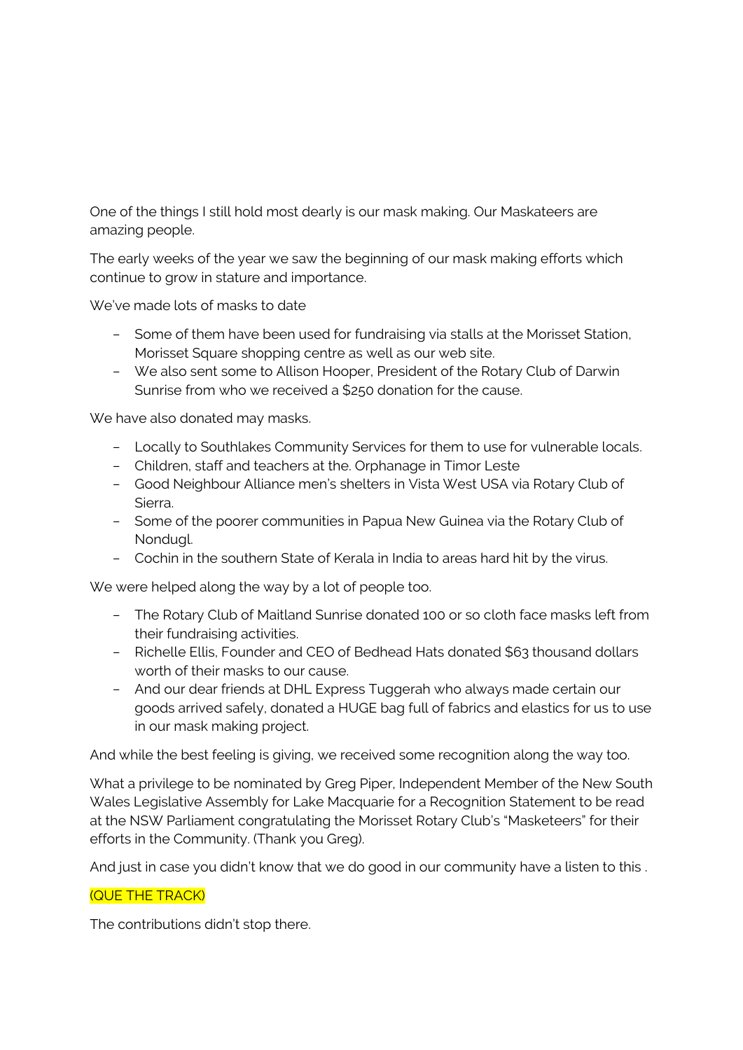One of the things I still hold most dearly is our mask making. Our Maskateers are amazing people.

The early weeks of the year we saw the beginning of our mask making efforts which continue to grow in stature and importance.

We've made lots of masks to date

- Some of them have been used for fundraising via stalls at the Morisset Station, Morisset Square shopping centre as well as our web site.
- We also sent some to Allison Hooper, President of the Rotary Club of Darwin Sunrise from who we received a $250 donation for the cause.

We have also donated may masks.

- Locally to Southlakes Community Services for them to use for vulnerable locals.
- Children, staff and teachers at the. Orphanage in Timor Leste
- Good Neighbour Alliance men's shelters in Vista West USA via Rotary Club of Sierra.
- Some of the poorer communities in Papua New Guinea via the Rotary Club of Nondugl.
- Cochin in the southern State of Kerala in India to areas hard hit by the virus.

We were helped along the way by a lot of people too.

- The Rotary Club of Maitland Sunrise donated 100 or so cloth face masks left from their fundraising activities.
- Richelle Ellis, Founder and CEO of Bedhead Hats donated $63 thousand dollars worth of their masks to our cause.
- And our dear friends at DHL Express Tuggerah who always made certain our goods arrived safely, donated a HUGE bag full of fabrics and elastics for us to use in our mask making project.

And while the best feeling is giving, we received some recognition along the way too.

What a privilege to be nominated by Greg Piper, Independent Member of the New South Wales Legislative Assembly for Lake Macquarie for a Recognition Statement to be read at the NSW Parliament congratulating the Morisset Rotary Club's "Masketeers" for their efforts in the Community. (Thank you Greg).

And just in case you didn't know that we do good in our community have a listen to this .

(QUE THE TRACK)

The contributions didn't stop there.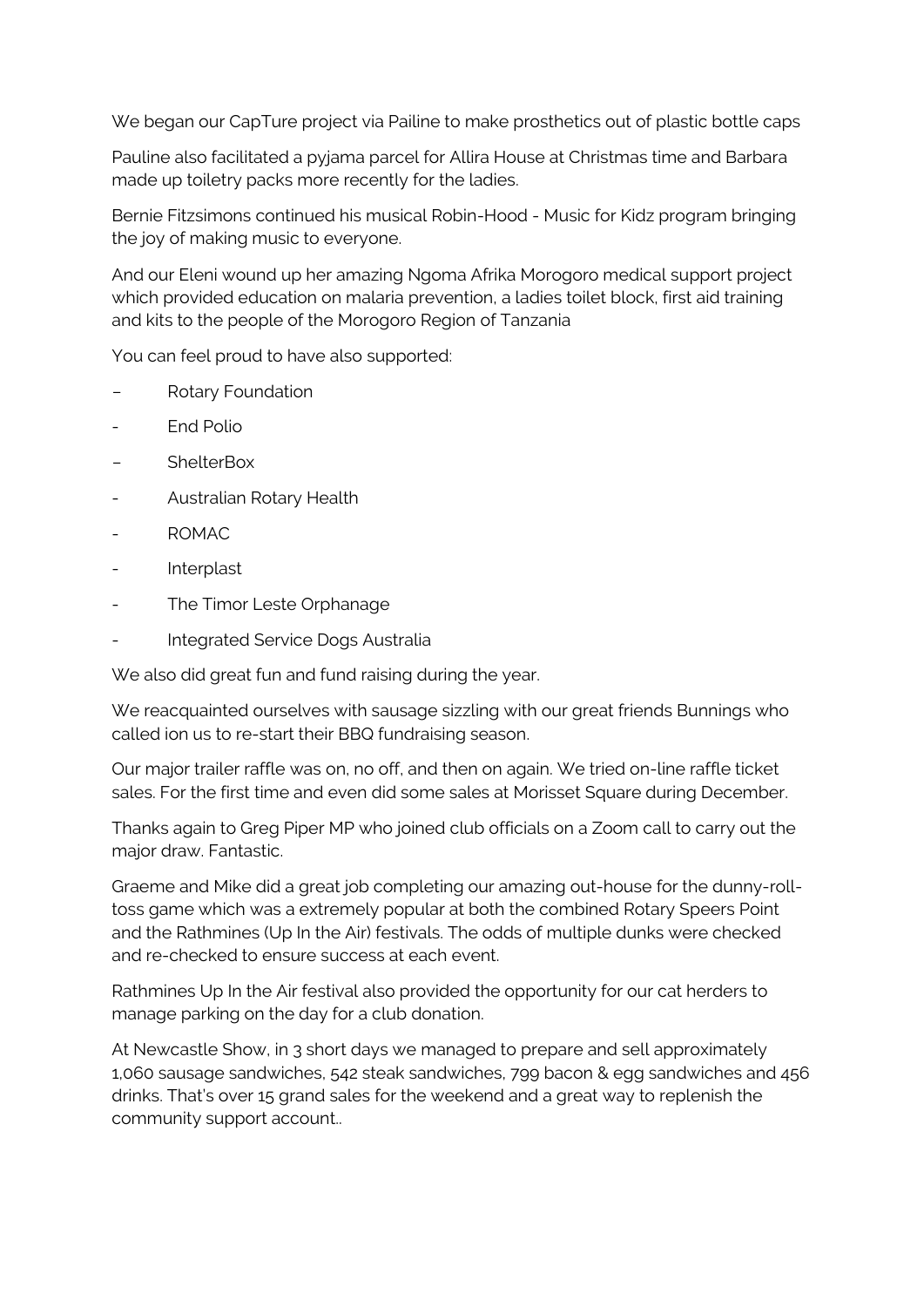We began our CapTure project via Pailine to make prosthetics out of plastic bottle caps

Pauline also facilitated a pyjama parcel for Allira House at Christmas time and Barbara made up toiletry packs more recently for the ladies.

Bernie Fitzsimons continued his musical Robin-Hood - Music for Kidz program bringing the joy of making music to everyone.

And our Eleni wound up her amazing Ngoma Afrika Morogoro medical support project which provided education on malaria prevention, a ladies toilet block, first aid training and kits to the people of the Morogoro Region of Tanzania

You can feel proud to have also supported:

- Rotary Foundation
- End Polio
- ShelterBox
- Australian Rotary Health
- ROMAC
- Interplast
- The Timor Leste Orphanage
- Integrated Service Dogs Australia

We also did great fun and fund raising during the year.

We reacquainted ourselves with sausage sizzling with our great friends Bunnings who called ion us to re-start their BBQ fundraising season.

Our major trailer raffle was on, no off, and then on again. We tried on-line raffle ticket sales. For the first time and even did some sales at Morisset Square during December.

Thanks again to Greg Piper MP who joined club officials on a Zoom call to carry out the major draw. Fantastic.

Graeme and Mike did a great job completing our amazing out-house for the dunny-roll-toss game which was a extremely popular at both the combined Rotary Speers Point and the Rathmines (Up In the Air) festivals. The odds of multiple dunks were checked and re-checked to ensure success at each event.

Rathmines Up In the Air festival also provided the opportunity for our cat herders to manage parking on the day for a club donation.

At Newcastle Show, in 3 short days we managed to prepare and sell approximately 1,060 sausage sandwiches, 542 steak sandwiches, 799 bacon & egg sandwiches and 456 drinks. That's over 15 grand sales for the weekend and a great way to replenish the community support account..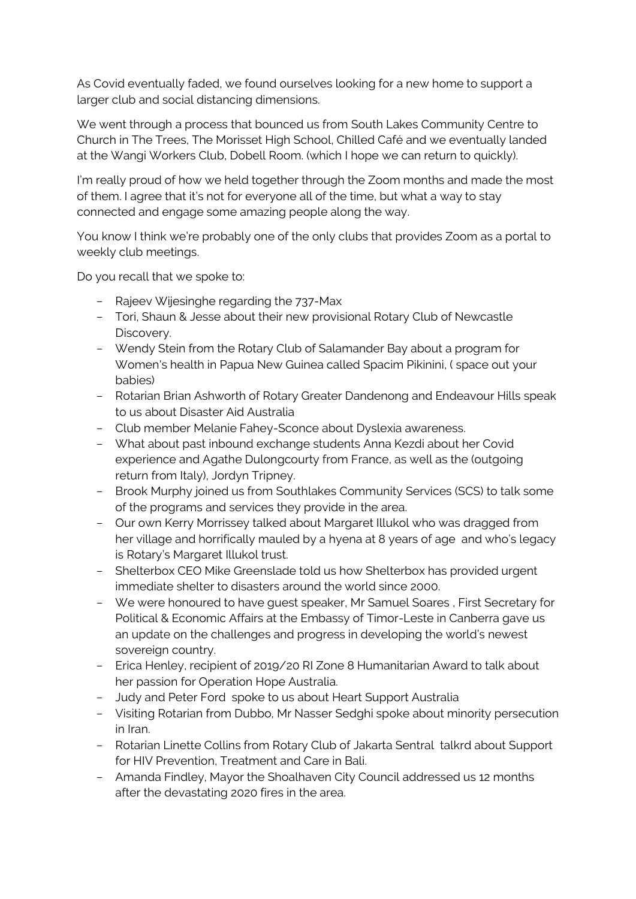As Covid eventually faded, we found ourselves looking for a new home to support a larger club and social distancing dimensions.

We went through a process that bounced us from South Lakes Community Centre to Church in The Trees, The Morisset High School, Chilled Café and we eventually landed at the Wangi Workers Club, Dobell Room. (which I hope we can return to quickly).

I'm really proud of how we held together through the Zoom months and made the most of them. I agree that it's not for everyone all of the time, but what a way to stay connected and engage some amazing people along the way.

You know I think we're probably one of the only clubs that provides Zoom as a portal to weekly club meetings.

Do you recall that we spoke to:

- Rajeev Wijesinghe regarding the 737-Max
- Tori, Shaun & Jesse about their new provisional Rotary Club of Newcastle Discovery.
- Wendy Stein from the Rotary Club of Salamander Bay about a program for Women's health in Papua New Guinea called Spacim Pikinini, ( space out your babies)
- Rotarian Brian Ashworth of Rotary Greater Dandenong and Endeavour Hills speak to us about Disaster Aid Australia
- Club member Melanie Fahey-Sconce about Dyslexia awareness.
- What about past inbound exchange students Anna Kezdi about her Covid experience and Agathe Dulongcourty from France, as well as the (outgoing return from Italy), Jordyn Tripney.
- Brook Murphy joined us from Southlakes Community Services (SCS) to talk some of the programs and services they provide in the area.
- Our own Kerry Morrissey talked about Margaret Illukol who was dragged from her village and horrifically mauled by a hyena at 8 years of age and who's legacy is Rotary's Margaret Illukol trust.
- Shelterbox CEO Mike Greenslade told us how Shelterbox has provided urgent immediate shelter to disasters around the world since 2000.
- We were honoured to have guest speaker, Mr Samuel Soares , First Secretary for Political & Economic Affairs at the Embassy of Timor-Leste in Canberra gave us an update on the challenges and progress in developing the world's newest sovereign country.
- Erica Henley, recipient of 2019/20 RI Zone 8 Humanitarian Award to talk about her passion for Operation Hope Australia.
- Judy and Peter Ford spoke to us about Heart Support Australia
- Visiting Rotarian from Dubbo, Mr Nasser Sedghi spoke about minority persecution in Iran.
- Rotarian Linette Collins from Rotary Club of Jakarta Sentral talkrd about Support for HIV Prevention, Treatment and Care in Bali.
- Amanda Findley, Mayor the Shoalhaven City Council addressed us 12 months after the devastating 2020 fires in the area.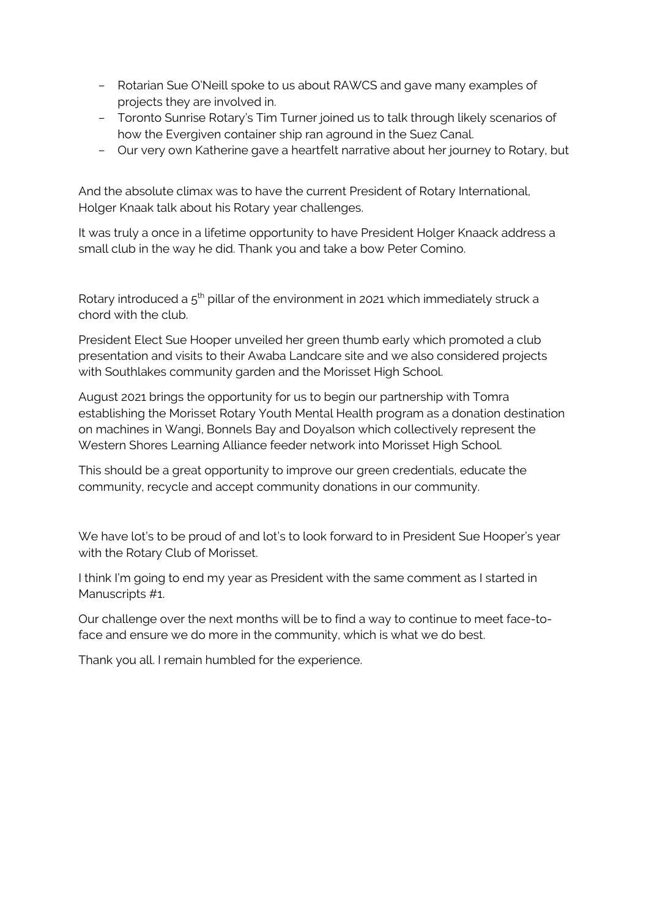- Rotarian Sue O'Neill spoke to us about RAWCS and gave many examples of projects they are involved in.
- Toronto Sunrise Rotary's Tim Turner joined us to talk through likely scenarios of how the Evergiven container ship ran aground in the Suez Canal.
- Our very own Katherine gave a heartfelt narrative about her journey to Rotary, but

And the absolute climax was to have the current President of Rotary International, Holger Knaak talk about his Rotary year challenges.

It was truly a once in a lifetime opportunity to have President Holger Knaack address a small club in the way he did. Thank you and take a bow Peter Comino.

Rotary introduced a 5th pillar of the environment in 2021 which immediately struck a chord with the club.

President Elect Sue Hooper unveiled her green thumb early which promoted a club presentation and visits to their Awaba Landcare site and we also considered projects with Southlakes community garden and the Morisset High School.

August 2021 brings the opportunity for us to begin our partnership with Tomra establishing the Morisset Rotary Youth Mental Health program as a donation destination on machines in Wangi, Bonnels Bay and Doyalson which collectively represent the Western Shores Learning Alliance feeder network into Morisset High School.

This should be a great opportunity to improve our green credentials, educate the community, recycle and accept community donations in our community.

We have lot's to be proud of and lot's to look forward to in President Sue Hooper's year with the Rotary Club of Morisset.

I think I'm going to end my year as President with the same comment as I started in Manuscripts #1.

Our challenge over the next months will be to find a way to continue to meet face-to-face and ensure we do more in the community, which is what we do best.

Thank you all. I remain humbled for the experience.